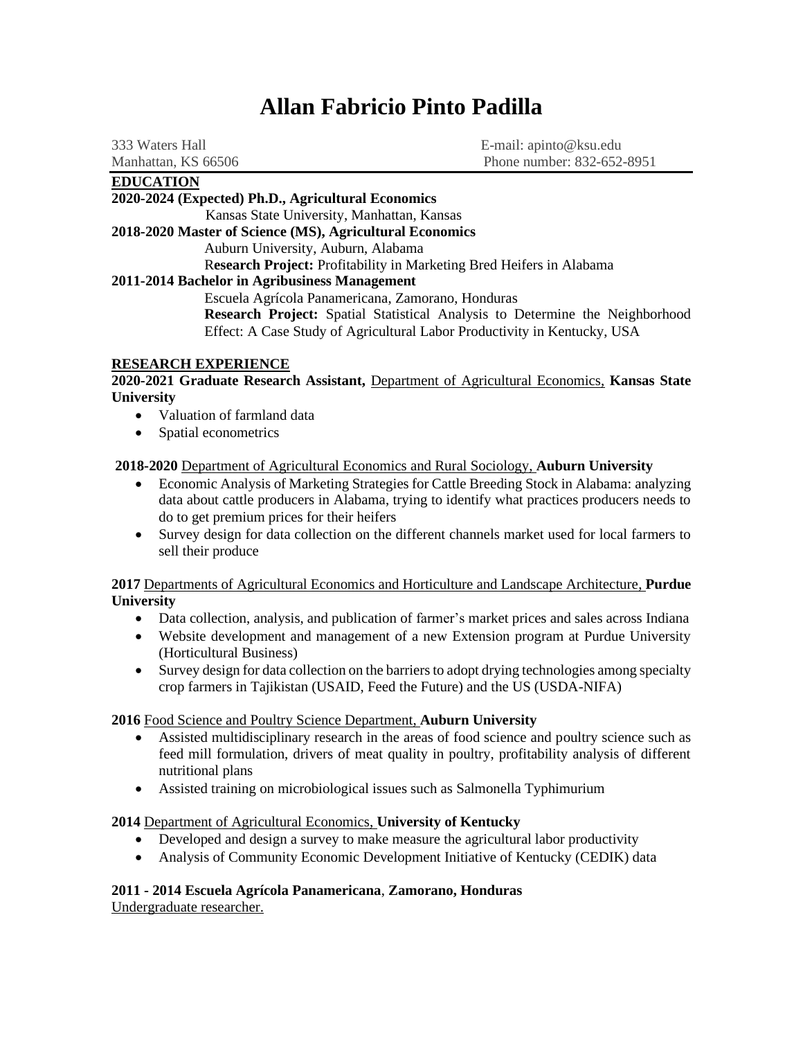# Allan Fabricio Pinto Padilla

333 Waters Hall
Manhattan, KS 66506

E-mail: apinto@ksu.edu
Phone number: 832-652-8951

## EDUCATION

**2020-2024 (Expected) Ph.D., Agricultural Economics**

Kansas State University, Manhattan, Kansas

**2018-2020 Master of Science (MS), Agricultural Economics**

Auburn University, Auburn, Alabama

R**esearch Project:** Profitability in Marketing Bred Heifers in Alabama

**2011-2014 Bachelor in Agribusiness Management**

Escuela Agrícola Panamericana, Zamorano, Honduras

**Research Project:** Spatial Statistical Analysis to Determine the Neighborhood Effect: A Case Study of Agricultural Labor Productivity in Kentucky, USA

## RESEARCH EXPERIENCE

**2020-2021 Graduate Research Assistant,** Department of Agricultural Economics, **Kansas State University**

- Valuation of farmland data
- Spatial econometrics

**2018-2020** Department of Agricultural Economics and Rural Sociology, **Auburn University**

- Economic Analysis of Marketing Strategies for Cattle Breeding Stock in Alabama: analyzing data about cattle producers in Alabama, trying to identify what practices producers needs to do to get premium prices for their heifers
- Survey design for data collection on the different channels market used for local farmers to sell their produce

**2017** Departments of Agricultural Economics and Horticulture and Landscape Architecture, **Purdue University**

- Data collection, analysis, and publication of farmer's market prices and sales across Indiana
- Website development and management of a new Extension program at Purdue University (Horticultural Business)
- Survey design for data collection on the barriers to adopt drying technologies among specialty crop farmers in Tajikistan (USAID, Feed the Future) and the US (USDA-NIFA)

**2016** Food Science and Poultry Science Department, **Auburn University**

- Assisted multidisciplinary research in the areas of food science and poultry science such as feed mill formulation, drivers of meat quality in poultry, profitability analysis of different nutritional plans
- Assisted training on microbiological issues such as Salmonella Typhimurium

**2014** Department of Agricultural Economics, **University of Kentucky**

- Developed and design a survey to make measure the agricultural labor productivity
- Analysis of Community Economic Development Initiative of Kentucky (CEDIK) data

**2011 - 2014 Escuela Agrícola Panamericana**, **Zamorano, Honduras**

Undergraduate researcher.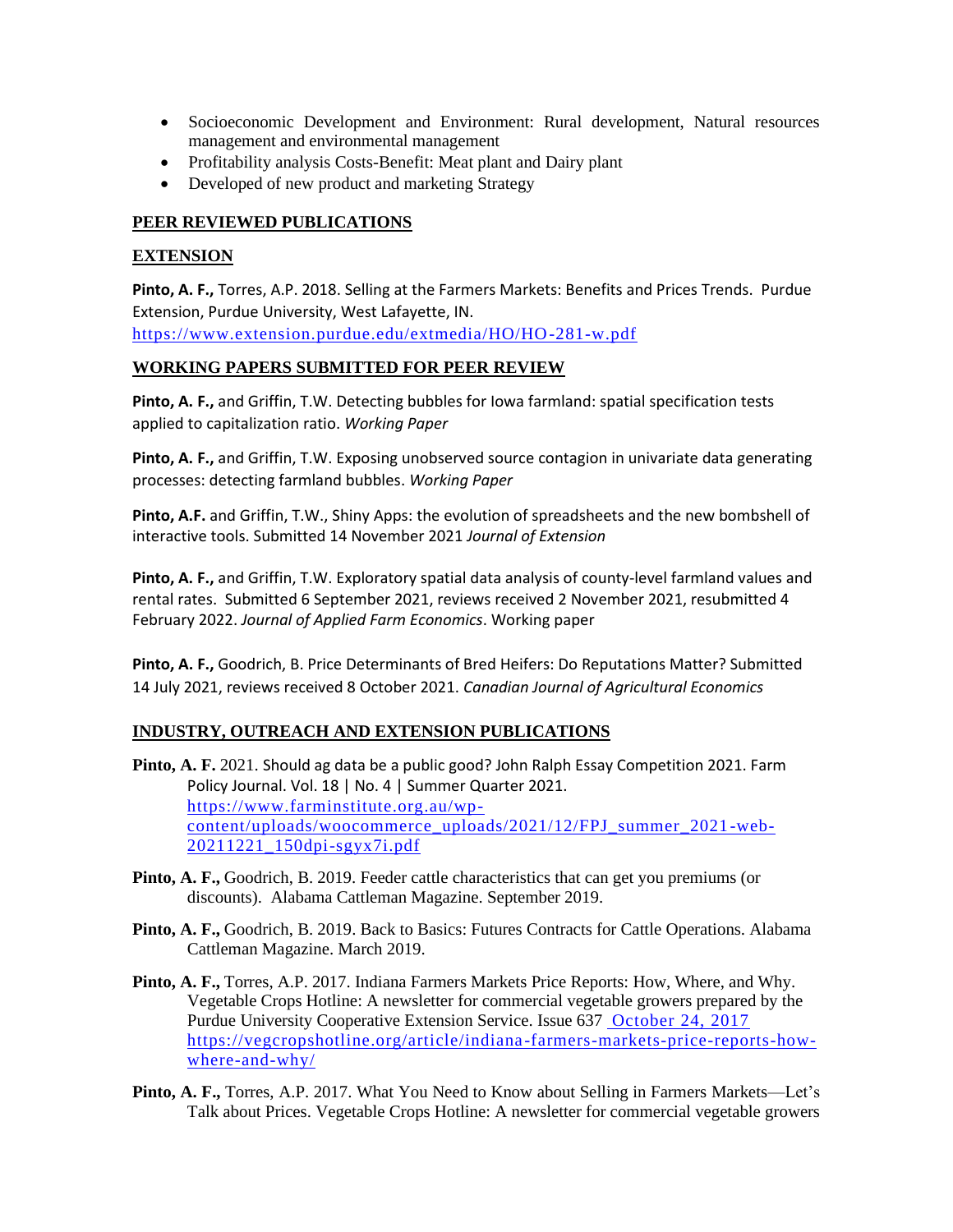- Socioeconomic Development and Environment: Rural development, Natural resources management and environmental management
- Profitability analysis Costs-Benefit: Meat plant and Dairy plant
- Developed of new product and marketing Strategy

## PEER REVIEWED PUBLICATIONS

## EXTENSION

**Pinto, A. F.,** Torres, A.P. 2018. Selling at the Farmers Markets: Benefits and Prices Trends. Purdue Extension, Purdue University, West Lafayette, IN. https://www.extension.purdue.edu/extmedia/HO/HO-281-w.pdf

## WORKING PAPERS SUBMITTED FOR PEER REVIEW

**Pinto, A. F.,** and Griffin, T.W. Detecting bubbles for Iowa farmland: spatial specification tests applied to capitalization ratio. *Working Paper*

**Pinto, A. F.,** and Griffin, T.W. Exposing unobserved source contagion in univariate data generating processes: detecting farmland bubbles. *Working Paper*

**Pinto, A.F.** and Griffin, T.W., Shiny Apps: the evolution of spreadsheets and the new bombshell of interactive tools. Submitted 14 November 2021 *Journal of Extension*

**Pinto, A. F.,** and Griffin, T.W. Exploratory spatial data analysis of county-level farmland values and rental rates. Submitted 6 September 2021, reviews received 2 November 2021, resubmitted 4 February 2022. *Journal of Applied Farm Economics*. Working paper

**Pinto, A. F.,** Goodrich, B. Price Determinants of Bred Heifers: Do Reputations Matter? Submitted 14 July 2021, reviews received 8 October 2021. *Canadian Journal of Agricultural Economics*

## INDUSTRY, OUTREACH AND EXTENSION PUBLICATIONS

**Pinto, A. F.** 2021. Should ag data be a public good? John Ralph Essay Competition 2021. Farm Policy Journal. Vol. 18 | No. 4 | Summer Quarter 2021. https://www.farminstitute.org.au/wp-content/uploads/woocommerce_uploads/2021/12/FPJ_summer_2021-web-20211221_150dpi-sgyx7i.pdf

**Pinto, A. F.,** Goodrich, B. 2019. Feeder cattle characteristics that can get you premiums (or discounts). Alabama Cattleman Magazine. September 2019.

**Pinto, A. F.,** Goodrich, B. 2019. Back to Basics: Futures Contracts for Cattle Operations. Alabama Cattleman Magazine. March 2019.

**Pinto, A. F.,** Torres, A.P. 2017. Indiana Farmers Markets Price Reports: How, Where, and Why. Vegetable Crops Hotline: A newsletter for commercial vegetable growers prepared by the Purdue University Cooperative Extension Service. Issue 637 October 24, 2017 https://vegcropshotline.org/article/indiana-farmers-markets-price-reports-how-where-and-why/

**Pinto, A. F.,** Torres, A.P. 2017. What You Need to Know about Selling in Farmers Markets—Let's Talk about Prices. Vegetable Crops Hotline: A newsletter for commercial vegetable growers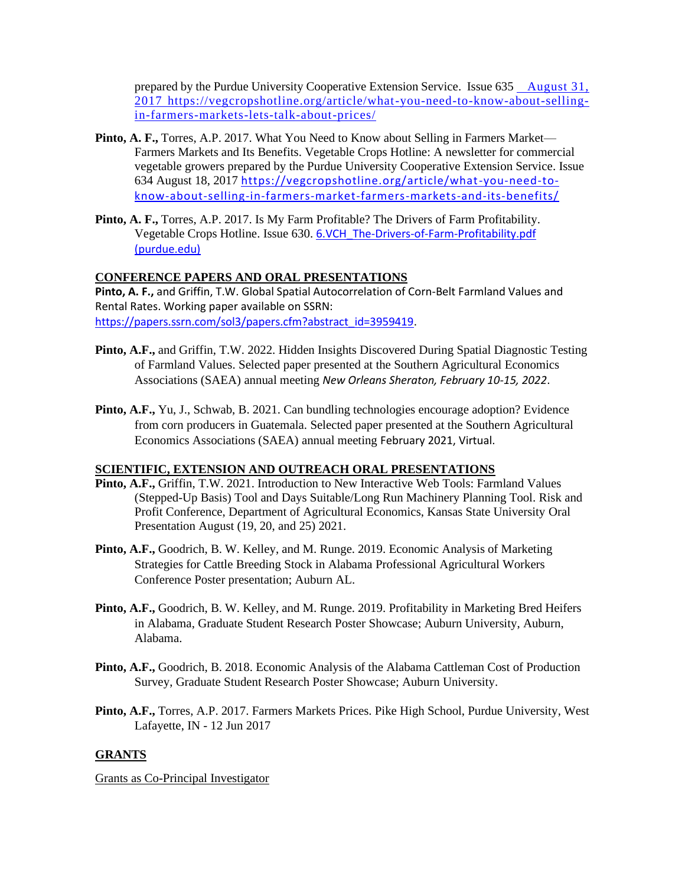prepared by the Purdue University Cooperative Extension Service. Issue 635 August 31, 2017 https://vegcropshotline.org/article/what-you-need-to-know-about-selling-in-farmers-markets-lets-talk-about-prices/

**Pinto, A. F.,** Torres, A.P. 2017. What You Need to Know about Selling in Farmers Market—Farmers Markets and Its Benefits. Vegetable Crops Hotline: A newsletter for commercial vegetable growers prepared by the Purdue University Cooperative Extension Service. Issue 634 August 18, 2017 https://vegcropshotline.org/article/what-you-need-to-know-about-selling-in-farmers-market-farmers-markets-and-its-benefits/

**Pinto, A. F.,** Torres, A.P. 2017. Is My Farm Profitable? The Drivers of Farm Profitability. Vegetable Crops Hotline. Issue 630. 6.VCH_The-Drivers-of-Farm-Profitability.pdf (purdue.edu)

## CONFERENCE PAPERS AND ORAL PRESENTATIONS

**Pinto, A. F.,** and Griffin, T.W. Global Spatial Autocorrelation of Corn-Belt Farmland Values and Rental Rates. Working paper available on SSRN: https://papers.ssrn.com/sol3/papers.cfm?abstract_id=3959419.

**Pinto, A.F.,** and Griffin, T.W. 2022. Hidden Insights Discovered During Spatial Diagnostic Testing of Farmland Values. Selected paper presented at the Southern Agricultural Economics Associations (SAEA) annual meeting *New Orleans Sheraton, February 10-15, 2022*.

**Pinto, A.F.,** Yu, J., Schwab, B. 2021. Can bundling technologies encourage adoption? Evidence from corn producers in Guatemala. Selected paper presented at the Southern Agricultural Economics Associations (SAEA) annual meeting February 2021, Virtual.

## SCIENTIFIC, EXTENSION AND OUTREACH ORAL PRESENTATIONS

**Pinto, A.F.,** Griffin, T.W. 2021. Introduction to New Interactive Web Tools: Farmland Values (Stepped-Up Basis) Tool and Days Suitable/Long Run Machinery Planning Tool. Risk and Profit Conference, Department of Agricultural Economics, Kansas State University Oral Presentation August (19, 20, and 25) 2021.

**Pinto, A.F.,** Goodrich, B. W. Kelley, and M. Runge. 2019. Economic Analysis of Marketing Strategies for Cattle Breeding Stock in Alabama Professional Agricultural Workers Conference Poster presentation; Auburn AL.

**Pinto, A.F.,** Goodrich, B. W. Kelley, and M. Runge. 2019. Profitability in Marketing Bred Heifers in Alabama, Graduate Student Research Poster Showcase; Auburn University, Auburn, Alabama.

**Pinto, A.F.,** Goodrich, B. 2018. Economic Analysis of the Alabama Cattleman Cost of Production Survey, Graduate Student Research Poster Showcase; Auburn University.

**Pinto, A.F.,** Torres, A.P. 2017. Farmers Markets Prices. Pike High School, Purdue University, West Lafayette, IN - 12 Jun 2017

## GRANTS

Grants as Co-Principal Investigator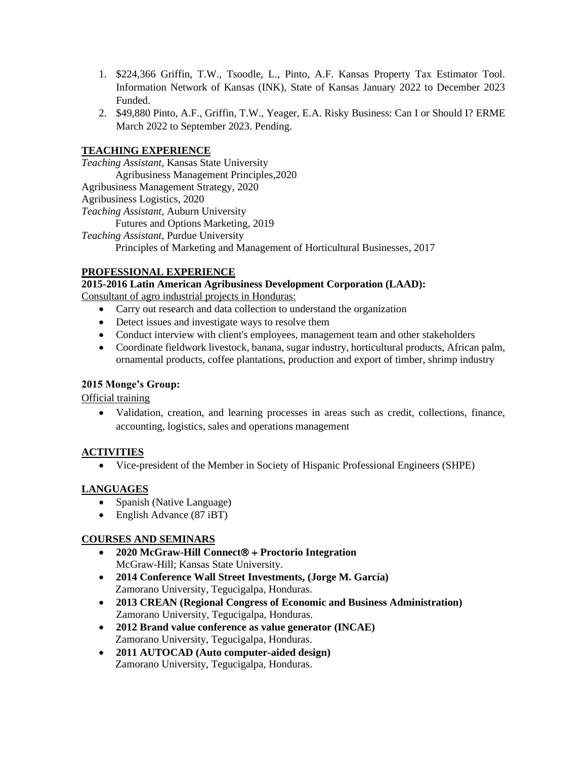1. $224,366 Griffin, T.W., Tsoodle, L., Pinto, A.F. Kansas Property Tax Estimator Tool. Information Network of Kansas (INK), State of Kansas January 2022 to December 2023 Funded.
2. $49,880 Pinto, A.F., Griffin, T.W., Yeager, E.A. Risky Business: Can I or Should I? ERME March 2022 to September 2023. Pending.

## TEACHING EXPERIENCE

*Teaching Assistant*, Kansas State University
Agribusiness Management Principles,2020
Agribusiness Management Strategy, 2020
Agribusiness Logistics, 2020
*Teaching Assistant*, Auburn University
Futures and Options Marketing, 2019
*Teaching Assistant*, Purdue University
Principles of Marketing and Management of Horticultural Businesses, 2017

## PROFESSIONAL EXPERIENCE

**2015-2016 Latin American Agribusiness Development Corporation (LAAD):**

Consultant of agro industrial projects in Honduras:

- Carry out research and data collection to understand the organization
- Detect issues and investigate ways to resolve them
- Conduct interview with client's employees, management team and other stakeholders
- Coordinate fieldwork livestock, banana, sugar industry, horticultural products, African palm, ornamental products, coffee plantations, production and export of timber, shrimp industry

**2015 Monge's Group:**

Official training

- Validation, creation, and learning processes in areas such as credit, collections, finance, accounting, logistics, sales and operations management

## ACTIVITIES

- Vice-president of the Member in Society of Hispanic Professional Engineers (SHPE)

## LANGUAGES

- Spanish (Native Language)
- English Advance (87 iBT)

## COURSES AND SEMINARS

- **2020 McGraw-Hill Connect® + Proctorio Integration**
  McGraw-Hill; Kansas State University.
- **2014 Conference Wall Street Investments, (Jorge M. García)**
  Zamorano University, Tegucigalpa, Honduras.
- **2013 CREAN (Regional Congress of Economic and Business Administration)**
  Zamorano University, Tegucigalpa, Honduras.
- **2012 Brand value conference as value generator (INCAE)**
  Zamorano University, Tegucigalpa, Honduras.
- **2011 AUTOCAD (Auto computer-aided design)**
  Zamorano University, Tegucigalpa, Honduras.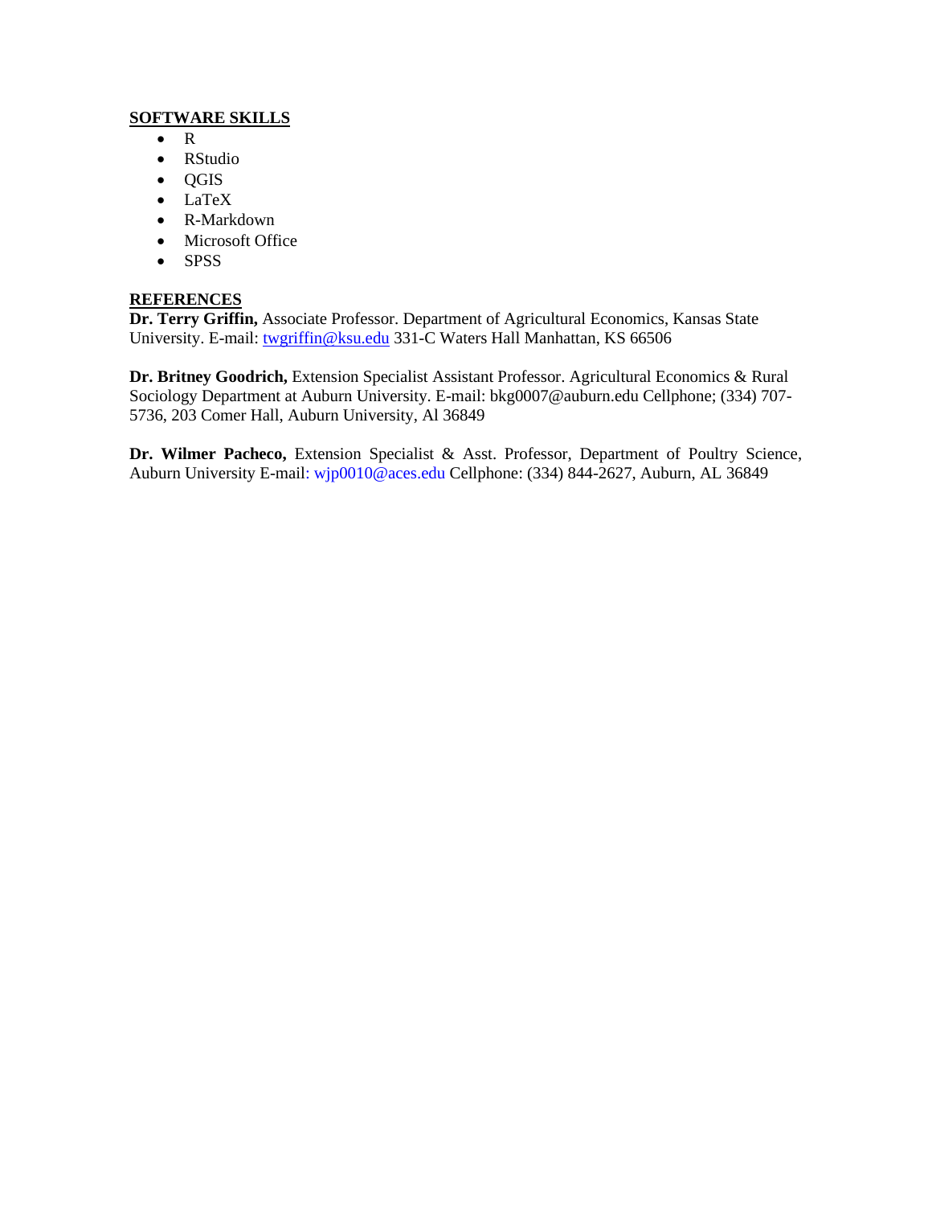**SOFTWARE SKILLS**

- R
- RStudio
- QGIS
- LaTeX
- R-Markdown
- Microsoft Office
- SPSS

**REFERENCES**

**Dr. Terry Griffin,** Associate Professor. Department of Agricultural Economics, Kansas State University. E-mail: twgriffin@ksu.edu 331-C Waters Hall Manhattan, KS 66506

**Dr. Britney Goodrich,** Extension Specialist Assistant Professor. Agricultural Economics & Rural Sociology Department at Auburn University. E-mail: bkg0007@auburn.edu Cellphone; (334) 707-5736, 203 Comer Hall, Auburn University, Al 36849

**Dr. Wilmer Pacheco,** Extension Specialist & Asst. Professor, Department of Poultry Science, Auburn University E-mail: wjp0010@aces.edu Cellphone: (334) 844-2627, Auburn, AL 36849